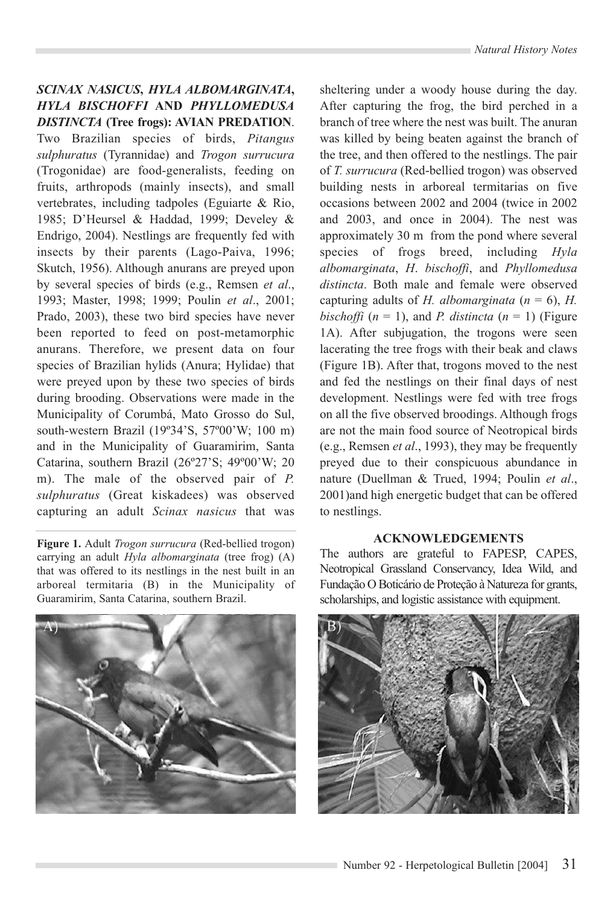***SCINAX NASICUS*, *HYLA ALBOMARGINATA*, *HYLA BISCHOFFI* AND *PHYLLOMEDUSA DISTINCTA* (Tree frogs): AVIAN PREDATION**. Two Brazilian species of birds, *Pitangus sulphuratus* (Tyrannidae) and *Trogon surrucura* (Trogonidae) are food-generalists, feeding on fruits, arthropods (mainly insects), and small vertebrates, including tadpoles (Eguiarte & Rio, 1985; D'Heursel & Haddad, 1999; Develey & Endrigo, 2004). Nestlings are frequently fed with insects by their parents (Lago-Paiva, 1996; Skutch, 1956). Although anurans are preyed upon by several species of birds (e.g., Remsen *et al*., 1993; Master, 1998; 1999; Poulin *et al*., 2001; Prado, 2003), these two bird species have never been reported to feed on post-metamorphic anurans. Therefore, we present data on four species of Brazilian hylids (Anura; Hylidae) that were preyed upon by these two species of birds during brooding. Observations were made in the Municipality of Corumbá, Mato Grosso do Sul, south-western Brazil (19º34'S, 57º00'W; 100 m) and in the Municipality of Guaramirim, Santa Catarina, southern Brazil (26º27'S; 49º00'W; 20 m). The male of the observed pair of *P. sulphuratus* (Great kiskadees) was observed capturing an adult *Scinax nasicus* that was sheltering under a woody house during the day. After capturing the frog, the bird perched in a branch of tree where the nest was built. The anuran was killed by being beaten against the branch of the tree, and then offered to the nestlings. The pair of *T. surrucura* (Red-bellied trogon) was observed building nests in arboreal termitarias on five occasions between 2002 and 2004 (twice in 2002 and 2003, and once in 2004). The nest was approximately 30 m from the pond where several species of frogs breed, including *Hyla albomarginata*, *H*. *bischoffi*, and *Phyllomedusa distincta*. Both male and female were observed capturing adults of *H. albomarginata* ($n$ = 6), *H. bischoffi* ($n$ = 1), and *P. distincta* ($n$ = 1) (Figure 1A). After subjugation, the trogons were seen lacerating the tree frogs with their beak and claws (Figure 1B). After that, trogons moved to the nest and fed the nestlings on their final days of nest development. Nestlings were fed with tree frogs on all the five observed broodings. Although frogs are not the main food source of Neotropical birds (e.g., Remsen *et al*., 1993), they may be frequently preyed due to their conspicuous abundance in nature (Duellman & Trued, 1994; Poulin *et al*., 2001)and high energetic budget that can be offered to nestlings.

**Figure 1.** Adult *Trogon surrucura* (Red-bellied trogon) carrying an adult *Hyla albomarginata* (tree frog) (A) that was offered to its nestlings in the nest built in an arboreal termitaria (B) in the Municipality of Guaramirim, Santa Catarina, southern Brazil.

## ACKNOWLEDGEMENTS

The authors are grateful to FAPESP, CAPES, Neotropical Grassland Conservancy, Idea Wild, and Fundação O Boticário de Proteção à Natureza for grants, scholarships, and logistic assistance with equipment.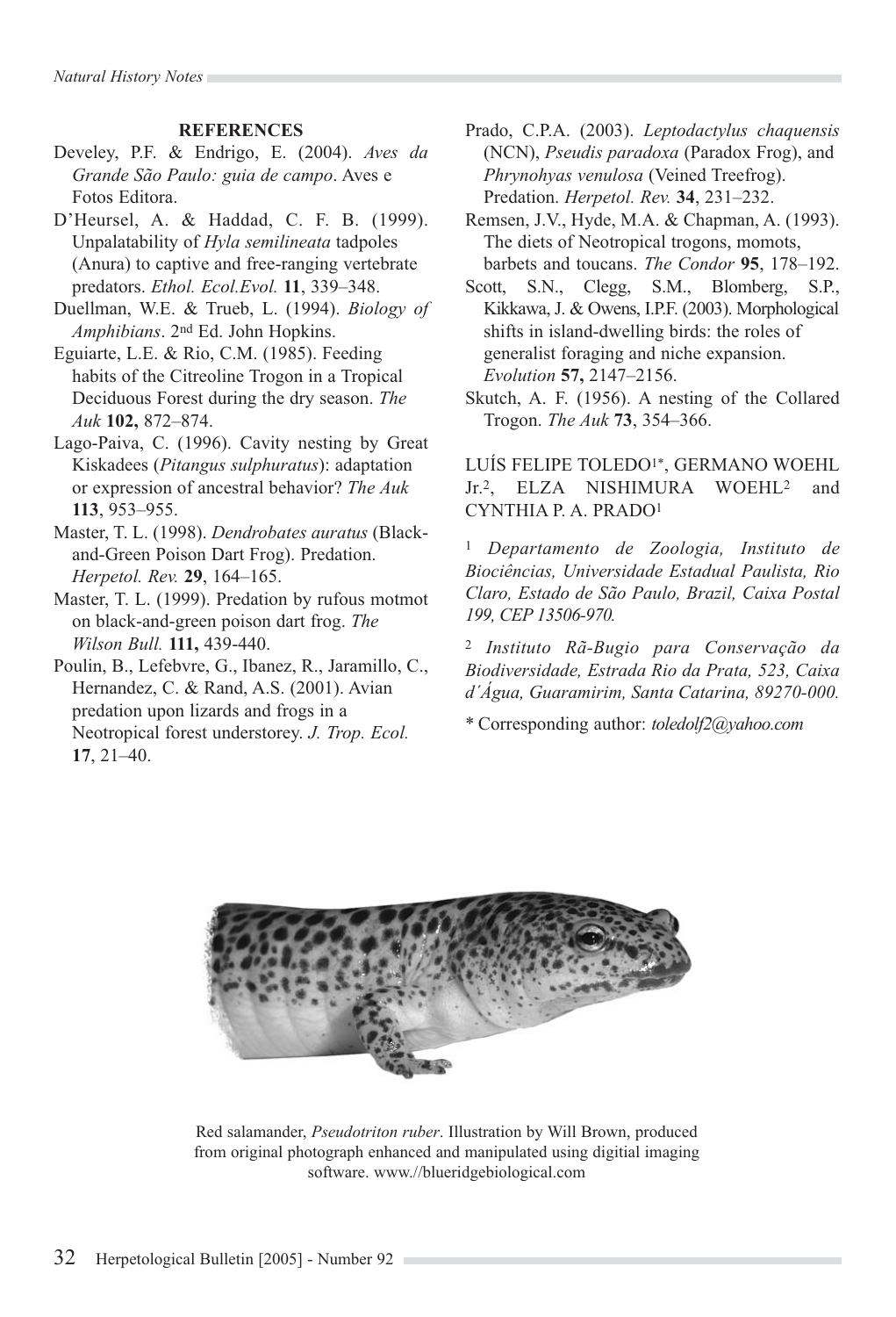**REFERENCES**

Develey, P.F. & Endrigo, E. (2004). *Aves da Grande São Paulo: guia de campo*. Aves e Fotos Editora.

D'Heursel, A. & Haddad, C. F. B. (1999). Unpalatability of *Hyla semilineata* tadpoles (Anura) to captive and free-ranging vertebrate predators. *Ethol. Ecol.Evol.* **11**, 339–348.

Duellman, W.E. & Trueb, L. (1994). *Biology of Amphibians*. 2nd Ed. John Hopkins.

Eguiarte, L.E. & Rio, C.M. (1985). Feeding habits of the Citreoline Trogon in a Tropical Deciduous Forest during the dry season. *The Auk* **102,** 872–874.

Lago-Paiva, C. (1996). Cavity nesting by Great Kiskadees (*Pitangus sulphuratus*): adaptation or expression of ancestral behavior? *The Auk* **113**, 953–955.

Master, T. L. (1998). *Dendrobates auratus* (Black-and-Green Poison Dart Frog). Predation. *Herpetol. Rev.* **29**, 164–165.

Master, T. L. (1999). Predation by rufous motmot on black-and-green poison dart frog. *The Wilson Bull.* **111,** 439-440.

Poulin, B., Lefebvre, G., Ibanez, R., Jaramillo, C., Hernandez, C. & Rand, A.S. (2001). Avian predation upon lizards and frogs in a Neotropical forest understorey. *J. Trop. Ecol.* **17**, 21–40.

Prado, C.P.A. (2003). *Leptodactylus chaquensis* (NCN), *Pseudis paradoxa* (Paradox Frog), and *Phrynohyas venulosa* (Veined Treefrog). Predation. *Herpetol. Rev.* **34**, 231–232.

Remsen, J.V., Hyde, M.A. & Chapman, A. (1993). The diets of Neotropical trogons, momots, barbets and toucans. *The Condor* **95**, 178–192.

Scott, S.N., Clegg, S.M., Blomberg, S.P., Kikkawa, J. & Owens, I.P.F. (2003). Morphological shifts in island-dwelling birds: the roles of generalist foraging and niche expansion. *Evolution* **57,** 2147–2156.

Skutch, A. F. (1956). A nesting of the Collared Trogon. *The Auk* **73**, 354–366.

LUÍS FELIPE TOLEDO[1*], GERMANO WOEHL Jr.[2], ELZA NISHIMURA WOEHL[2] and CYNTHIA P. A. PRADO[1]

[1] *Departamento de Zoologia, Instituto de Biociências, Universidade Estadual Paulista, Rio Claro, Estado de São Paulo, Brazil, Caixa Postal 199, CEP 13506-970.*

[2] *Instituto Rã-Bugio para Conservação da Biodiversidade, Estrada Rio da Prata, 523, Caixa d´Água, Guaramirim, Santa Catarina, 89270-000.*

\* Corresponding author: *toledolf2@yahoo.com*

Red salamander, *Pseudotriton ruber*. Illustration by Will Brown, produced from original photograph enhanced and manipulated using digitial imaging software. www.//blueridgebiological.com